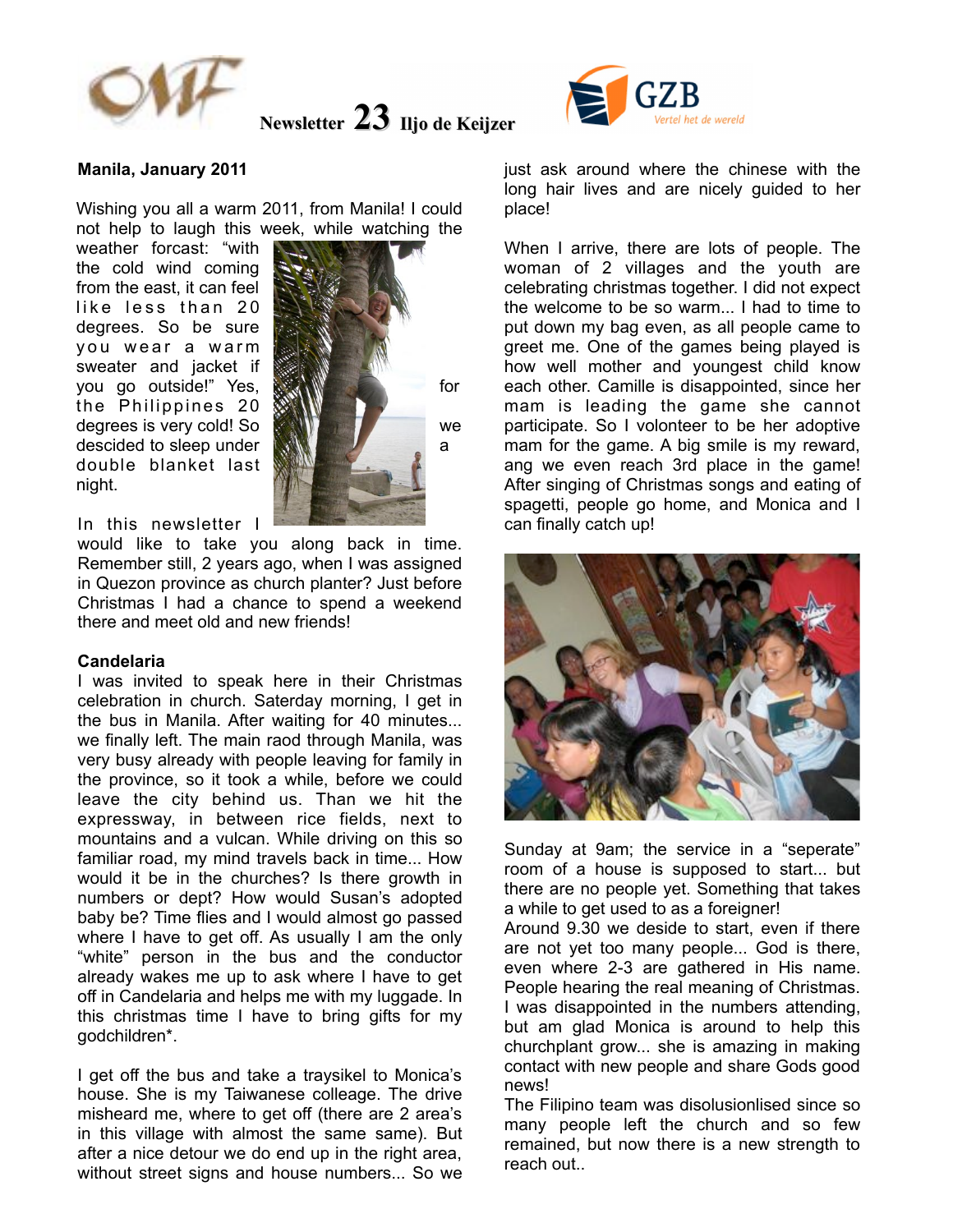Newsletter 23 Iljo de Keijzer

**Manila, January 2011**

Wishing you all a warm 2011, from Manila! I could not help to laugh this week, while watching the weather forcast: "with the cold wind coming from the east, it can feel like less than 20 degrees. So be sure you wear a warm sweater and jacket if you go outside!" Yes, for the Philippines 20 degrees is very cold! So we descided to sleep under a double blanket last night.

In this newsletter I would like to take you along back in time. Remember still, 2 years ago, when I was assigned in Quezon province as church planter? Just before Christmas I had a chance to spend a weekend there and meet old and new friends!

**Candelaria**

I was invited to speak here in their Christmas celebration in church. Saterday morning, I get in the bus in Manila. After waiting for 40 minutes... we finally left. The main raod through Manila, was very busy already with people leaving for family in the province, so it took a while, before we could leave the city behind us. Than we hit the expressway, in between rice fields, next to mountains and a vulcan. While driving on this so familiar road, my mind travels back in time... How would it be in the churches? Is there growth in numbers or dept? How would Susan's adopted baby be? Time flies and I would almost go passed where I have to get off. As usually I am the only "white" person in the bus and the conductor already wakes me up to ask where I have to get off in Candelaria and helps me with my luggade. In this christmas time I have to bring gifts for my godchildren*.

I get off the bus and take a traysikel to Monica's house. She is my Taiwanese colleage. The drive misheard me, where to get off (there are 2 area's in this village with almost the same same). But after a nice detour we do end up in the right area, without street signs and house numbers... So we just ask around where the chinese with the long hair lives and are nicely guided to her place!

When I arrive, there are lots of people. The woman of 2 villages and the youth are celebrating christmas together. I did not expect the welcome to be so warm... I had to time to put down my bag even, as all people came to greet me. One of the games being played is how well mother and youngest child know each other. Camille is disappointed, since her mam is leading the game she cannot participate. So I volonteer to be her adoptive mam for the game. A big smile is my reward, ang we even reach 3rd place in the game! After singing of Christmas songs and eating of spagetti, people go home, and Monica and I can finally catch up!

Sunday at 9am; the service in a "seperate" room of a house is supposed to start... but there are no people yet. Something that takes a while to get used to as a foreigner!

Around 9.30 we deside to start, even if there are not yet too many people... God is there, even where 2-3 are gathered in His name. People hearing the real meaning of Christmas. I was disappointed in the numbers attending, but am glad Monica is around to help this churchplant grow... she is amazing in making contact with new people and share Gods good news!

The Filipino team was disolusionlised since so many people left the church and so few remained, but now there is a new strength to reach out..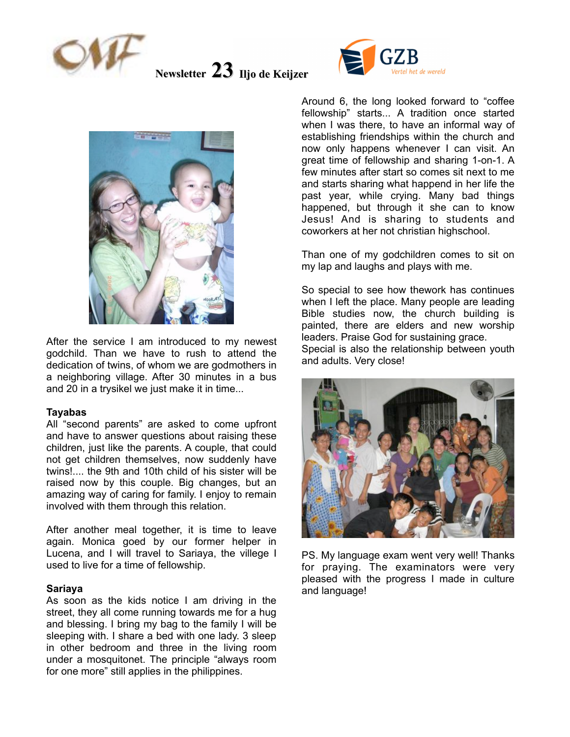Newsletter 23 Iljo de Keijzer

After the service I am introduced to my newest godchild. Than we have to rush to attend the dedication of twins, of whom we are godmothers in a neighboring village. After 30 minutes in a bus and 20 in a trysikel we just make it in time...

**Tayabas**

All "second parents" are asked to come upfront and have to answer questions about raising these children, just like the parents. A couple, that could not get children themselves, now suddenly have twins!.... the 9th and 10th child of his sister will be raised now by this couple. Big changes, but an amazing way of caring for family. I enjoy to remain involved with them through this relation.

After another meal together, it is time to leave again. Monica goed by our former helper in Lucena, and I will travel to Sariaya, the villege I used to live for a time of fellowship.

**Sariaya**

As soon as the kids notice I am driving in the street, they all come running towards me for a hug and blessing. I bring my bag to the family I will be sleeping with. I share a bed with one lady. 3 sleep in other bedroom and three in the living room under a mosquitonet. The principle "always room for one more" still applies in the philippines.

Around 6, the long looked forward to "coffee fellowship" starts... A tradition once started when I was there, to have an informal way of establishing friendships within the church and now only happens whenever I can visit. An great time of fellowship and sharing 1-on-1. A few minutes after start so comes sit next to me and starts sharing what happend in her life the past year, while crying. Many bad things happened, but through it she can to know Jesus! And is sharing to students and coworkers at her not christian highschool.

Than one of my godchildren comes to sit on my lap and laughs and plays with me.

So special to see how thework has continues when I left the place. Many people are leading Bible studies now, the church building is painted, there are elders and new worship leaders. Praise God for sustaining grace.
Special is also the relationship between youth and adults. Very close!

PS. My language exam went very well! Thanks for praying. The examinators were very pleased with the progress I made in culture and language!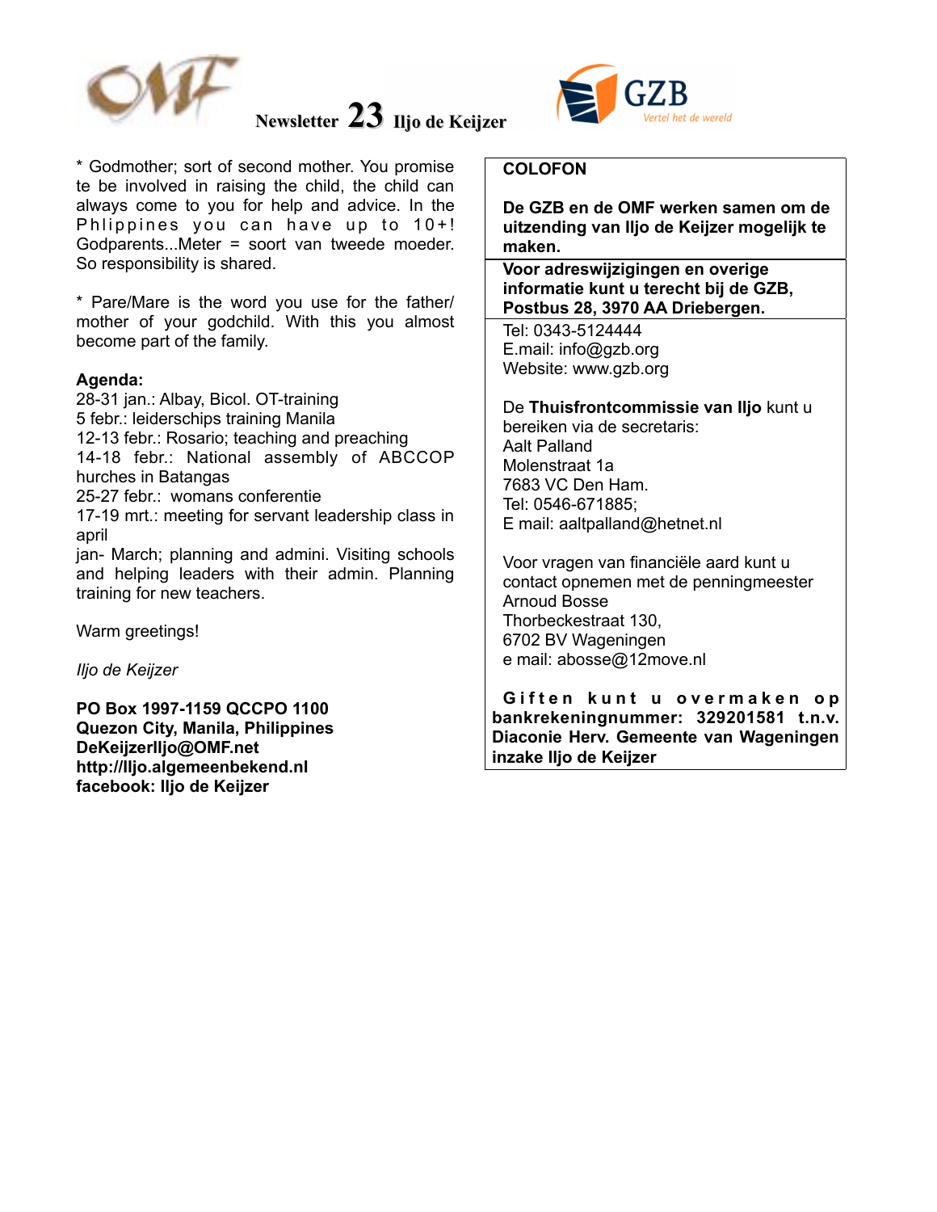Newsletter **23** Iljo de Keijzer

* Godmother; sort of second mother. You promise te be involved in raising the child, the child can always come to you for help and advice. In the Phlippines you can have up to 10+! Godparents...Meter = soort van tweede moeder. So responsibility is shared.

* Pare/Mare is the word you use for the father/ mother of your godchild. With this you almost become part of the family.

**Agenda:**
28-31 jan.: Albay, Bicol. OT-training
5 febr.: leiderschips training Manila
12-13 febr.: Rosario; teaching and preaching
14-18 febr.: National assembly of ABCCOP hurches in Batangas
25-27 febr.: womans conferentie
17-19 mrt.: meeting for servant leadership class in april
jan- March; planning and admini. Visiting schools and helping leaders with their admin. Planning training for new teachers.

Warm greetings!

*Iljo de Keijzer*

**PO Box 1997-1159 QCCPO 1100**
**Quezon City, Manila, Philippines**
**DeKeijzerIljo@OMF.net**
**http://Iljo.algemeenbekend.nl**
**facebook: Iljo de Keijzer**

**COLOFON**

**De GZB en de OMF werken samen om de uitzending van Iljo de Keijzer mogelijk te maken.**

**Voor adreswijzigingen en overige informatie kunt u terecht bij de GZB, Postbus 28, 3970 AA Driebergen.**

Tel: 0343-5124444
E.mail: info@gzb.org
Website: www.gzb.org

De **Thuisfrontcommissie van Iljo** kunt u bereiken via de secretaris:
Aalt Palland
Molenstraat 1a
7683 VC Den Ham.
Tel: 0546-671885;
E mail: aaltpalland@hetnet.nl

Voor vragen van financiële aard kunt u contact opnemen met de penningmeester
Arnoud Bosse
Thorbeckestraat 130,
6702 BV Wageningen
e mail: abosse@12move.nl

**Giften kunt u overmaken op bankrekeningnummer: 329201581 t.n.v. Diaconie Herv. Gemeente van Wageningen inzake Iljo de Keijzer**